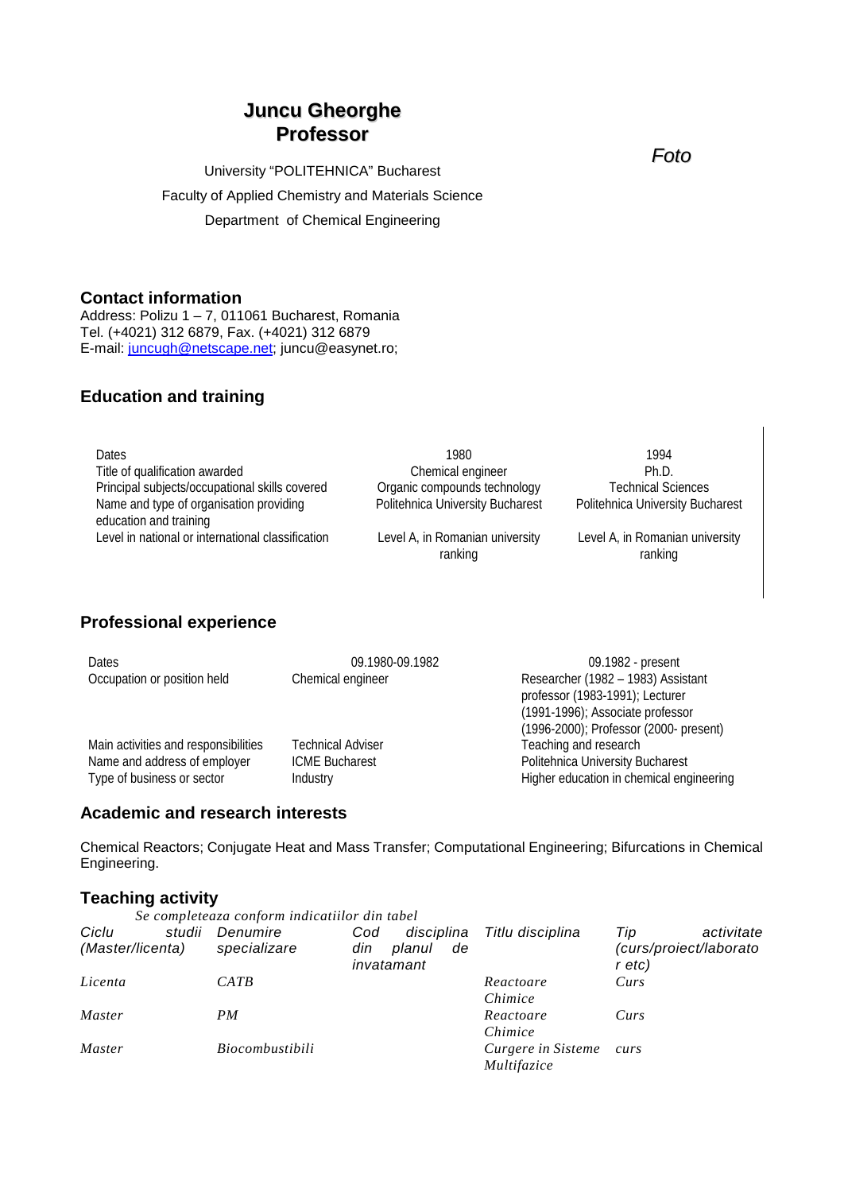# Juncu Gheorghe
# Professor

Foto

University "POLITEHNICA" Bucharest

Faculty of Applied Chemistry and Materials Science

Department of Chemical Engineering

## Contact information

Address: Polizu 1 – 7, 011061 Bucharest, Romania
Tel. (+4021) 312 6879, Fax. (+4021) 312 6879
E-mail: juncugh@netscape.net; juncu@easynet.ro;

## Education and training

| Dates | 1980 | 1994 |
|---|---|---|
| Title of qualification awarded | Chemical engineer | Ph.D. |
| Principal subjects/occupational skills covered | Organic compounds technology | Technical Sciences |
| Name and type of organisation providing education and training | Politehnica University Bucharest | Politehnica University Bucharest |
| Level in national or international classification | Level A, in Romanian university ranking | Level A, in Romanian university ranking |

## Professional experience

| Dates | 09.1980-09.1982 | 09.1982 - present |
|---|---|---|
| Occupation or position held | Chemical engineer | Researcher (1982 – 1983) Assistant professor (1983-1991); Lecturer (1991-1996); Associate professor (1996-2000); Professor (2000- present) |
| Main activities and responsibilities | Technical Adviser | Teaching and research |
| Name and address of employer | ICME Bucharest | Politehnica University Bucharest |
| Type of business or sector | Industry | Higher education in chemical engineering |

## Academic and research interests

Chemical Reactors; Conjugate Heat and Mass Transfer; Computational Engineering; Bifurcations in Chemical Engineering.

## Teaching activity

*Se completeaza conform indicatiilor din tabel*

| *Ciclu studii (Master/licenta)* | *Denumire specializare* | *Cod disciplina din planul de invatamant* | *Titlu disciplina* | *Tip activitate (curs/proiect/laborator etc)* |
|---|---|---|---|---|
| *Licenta* | *CATB* | | *Reactoare Chimice* | *Curs* |
| *Master* | *PM* | | *Reactoare Chimice* | *Curs* |
| *Master* | *Biocombustibili* | | *Curgere in Sisteme Multifazice* | *curs* |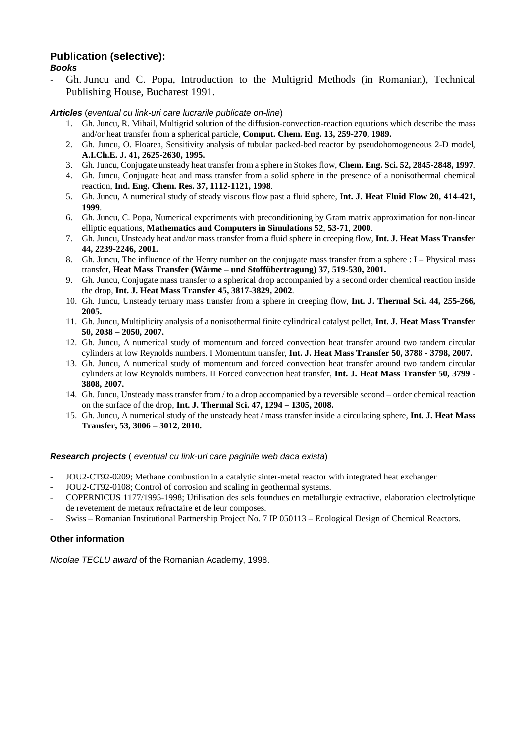## Publication (selective):

***Books***

- Gh. Juncu and C. Popa, Introduction to the Multigrid Methods (in Romanian), Technical Publishing House, Bucharest 1991.

***Articles*** (*eventual cu link-uri care lucrarile publicate on-line*)

1. Gh. Juncu, R. Mihail, Multigrid solution of the diffusion-convection-reaction equations which describe the mass and/or heat transfer from a spherical particle, **Comput. Chem. Eng. 13, 259-270, 1989.**
2. Gh. Juncu, O. Floarea, Sensitivity analysis of tubular packed-bed reactor by pseudohomogeneous 2-D model, **A.I.Ch.E. J. 41, 2625-2630, 1995.**
3. Gh. Juncu, Conjugate unsteady heat transfer from a sphere in Stokes flow, **Chem. Eng. Sci. 52, 2845-2848, 1997**.
4. Gh. Juncu, Conjugate heat and mass transfer from a solid sphere in the presence of a nonisothermal chemical reaction, **Ind. Eng. Chem. Res. 37, 1112-1121, 1998**.
5. Gh. Juncu, A numerical study of steady viscous flow past a fluid sphere, **Int. J. Heat Fluid Flow 20, 414-421, 1999**.
6. Gh. Juncu, C. Popa, Numerical experiments with preconditioning by Gram matrix approximation for non-linear elliptic equations, **Mathematics and Computers in Simulations 52**, **53-71**, **2000**.
7. Gh. Juncu, Unsteady heat and/or mass transfer from a fluid sphere in creeping flow, **Int. J. Heat Mass Transfer 44, 2239-2246, 2001.**
8. Gh. Juncu, The influence of the Henry number on the conjugate mass transfer from a sphere : I – Physical mass transfer, **Heat Mass Transfer (Wärme – und Stoffübertragung) 37, 519-530, 2001.**
9. Gh. Juncu, Conjugate mass transfer to a spherical drop accompanied by a second order chemical reaction inside the drop, **Int. J. Heat Mass Transfer 45, 3817-3829, 2002**.
10. Gh. Juncu, Unsteady ternary mass transfer from a sphere in creeping flow, **Int. J. Thermal Sci. 44, 255-266, 2005.**
11. Gh. Juncu, Multiplicity analysis of a nonisothermal finite cylindrical catalyst pellet, **Int. J. Heat Mass Transfer 50, 2038 – 2050, 2007.**
12. Gh. Juncu, A numerical study of momentum and forced convection heat transfer around two tandem circular cylinders at low Reynolds numbers. I Momentum transfer, **Int. J. Heat Mass Transfer 50, 3788 - 3798, 2007.**
13. Gh. Juncu, A numerical study of momentum and forced convection heat transfer around two tandem circular cylinders at low Reynolds numbers. II Forced convection heat transfer, **Int. J. Heat Mass Transfer 50, 3799 - 3808, 2007.**
14. Gh. Juncu, Unsteady mass transfer from / to a drop accompanied by a reversible second – order chemical reaction on the surface of the drop, **Int. J. Thermal Sci. 47, 1294 – 1305, 2008.**
15. Gh. Juncu, A numerical study of the unsteady heat / mass transfer inside a circulating sphere, **Int. J. Heat Mass Transfer, 53, 3006 – 3012**, **2010.**

***Research projects*** ( *eventual cu link-uri care paginile web daca exista*)

- JOU2-CT92-0209; Methane combustion in a catalytic sinter-metal reactor with integrated heat exchanger
- JOU2-CT92-0108; Control of corrosion and scaling in geothermal systems.
- COPERNICUS 1177/1995-1998; Utilisation des sels foundues en metallurgie extractive, elaboration electrolytique de revetement de metaux refractaire et de leur composes.
- Swiss – Romanian Institutional Partnership Project No. 7 IP 050113 – Ecological Design of Chemical Reactors.

**Other information**

*Nicolae TECLU award* of the Romanian Academy, 1998.